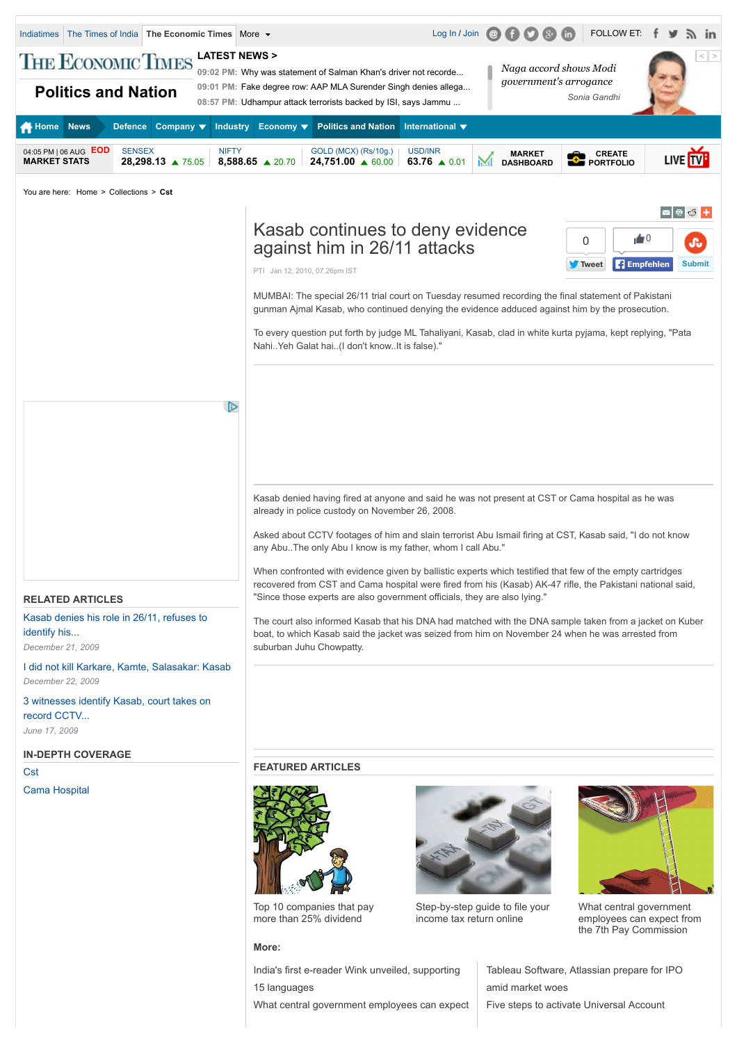# Kasab continues to deny evidence against him in 26/11 attacks

PTI Jan 12, 2010, 07.26pm IST

MUMBAI: The special 26/11 trial court on Tuesday resumed recording the final statement of Pakistani gunman Ajmal Kasab, who continued denying the evidence adduced against him by the prosecution.

To every question put forth by judge ML Tahaliyani, Kasab, clad in white kurta pyjama, kept replying, "Pata Nahi..Yeh Galat hai..(I don't know..It is false)."

Kasab denied having fired at anyone and said he was not present at CST or Cama hospital as he was already in police custody on November 26, 2008.

Asked about CCTV footages of him and slain terrorist Abu Ismail firing at CST, Kasab said, "I do not know any Abu..The only Abu I know is my father, whom I call Abu."

When confronted with evidence given by ballistic experts which testified that few of the empty cartridges recovered from CST and Cama hospital were fired from his (Kasab) AK-47 rifle, the Pakistani national said, "Since those experts are also government officials, they are also lying."

The court also informed Kasab that his DNA had matched with the DNA sample taken from a jacket on Kuber boat, to which Kasab said the jacket was seized from him on November 24 when he was arrested from suburban Juhu Chowpatty.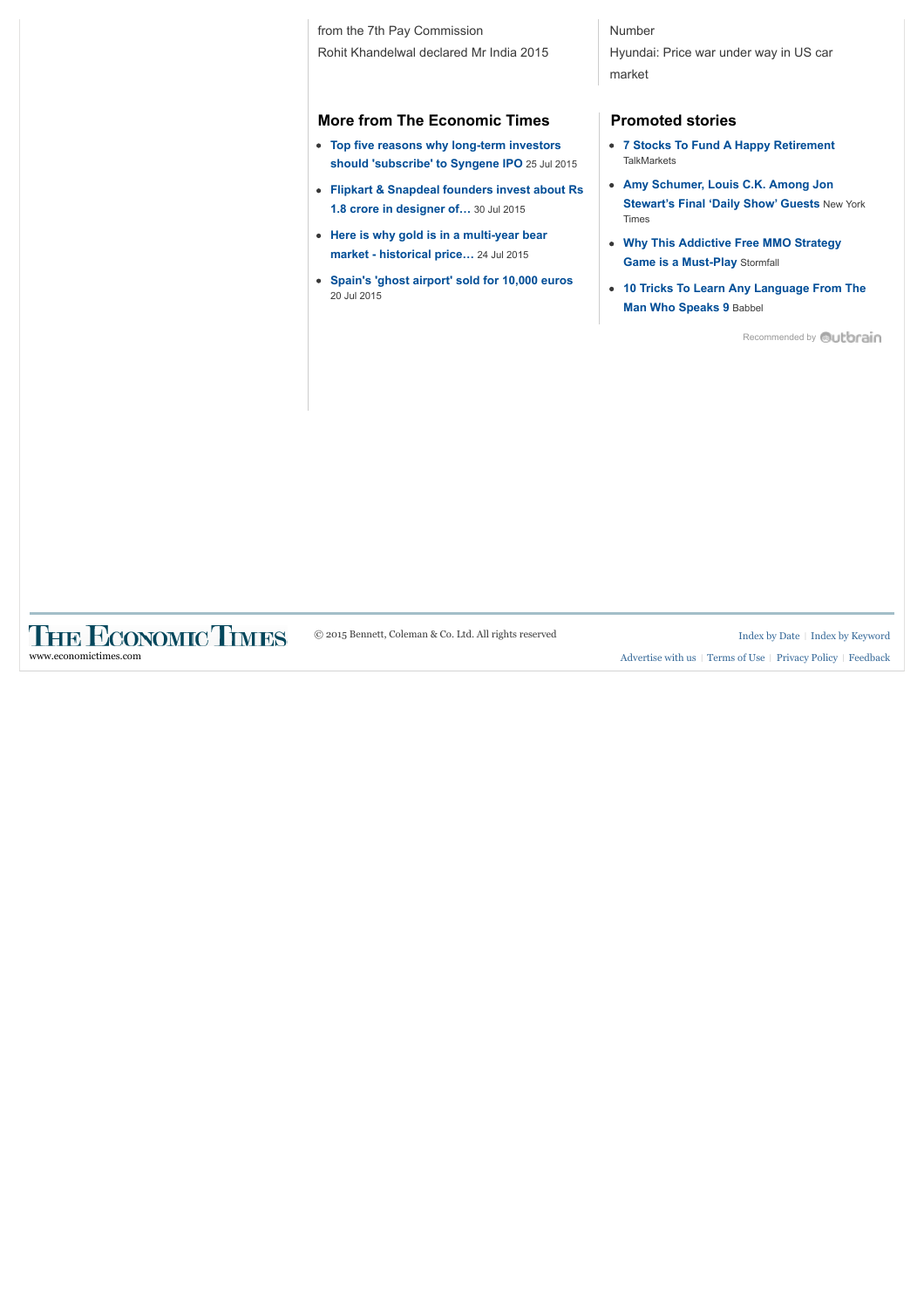from the 7th Pay Commission

Rohit Khandelwal declared Mr India 2015

Number

Hyundai: Price war under way in US car market

## More from The Economic Times

- **Top five reasons why long-term investors should 'subscribe' to Syngene IPO** 25 Jul 2015
- **Flipkart & Snapdeal founders invest about Rs 1.8 crore in designer of...** 30 Jul 2015
- **Here is why gold is in a multi-year bear market - historical price...** 24 Jul 2015
- **Spain's 'ghost airport' sold for 10,000 euros** 20 Jul 2015

## Promoted stories

- **7 Stocks To Fund A Happy Retirement** TalkMarkets
- **Amy Schumer, Louis C.K. Among Jon Stewart's Final 'Daily Show' Guests** New York Times
- **Why This Addictive Free MMO Strategy Game is a Must-Play** Stormfall
- **10 Tricks To Learn Any Language From The Man Who Speaks 9** Babbel

Recommended by Outbrain

THE ECONOMIC TIMES
www.economictimes.com

© 2015 Bennett, Coleman & Co. Ltd. All rights reserved

Index by Date | Index by Keyword

Advertise with us | Terms of Use | Privacy Policy | Feedback